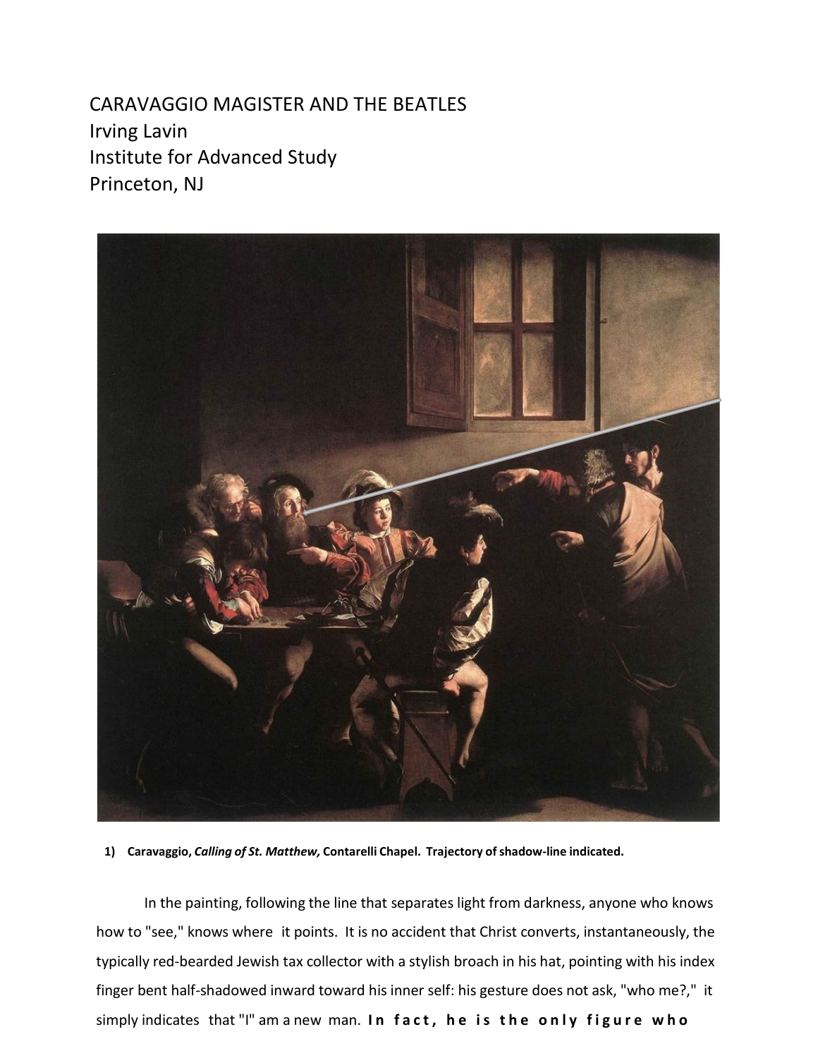# CARAVAGGIO MAGISTER AND THE BEATLES

Irving Lavin
Institute for Advanced Study
Princeton, NJ

**1) Caravaggio, *Calling of St. Matthew,* Contarelli Chapel. Trajectory of shadow-line indicated.**

In the painting, following the line that separates light from darkness, anyone who knows how to "see," knows where it points. It is no accident that Christ converts, instantaneously, the typically red-bearded Jewish tax collector with a stylish broach in his hat, pointing with his index finger bent half-shadowed inward toward his inner self: his gesture does not ask, "who me?," it simply indicates that "I" am a new man. **In fact, he is the only figure who**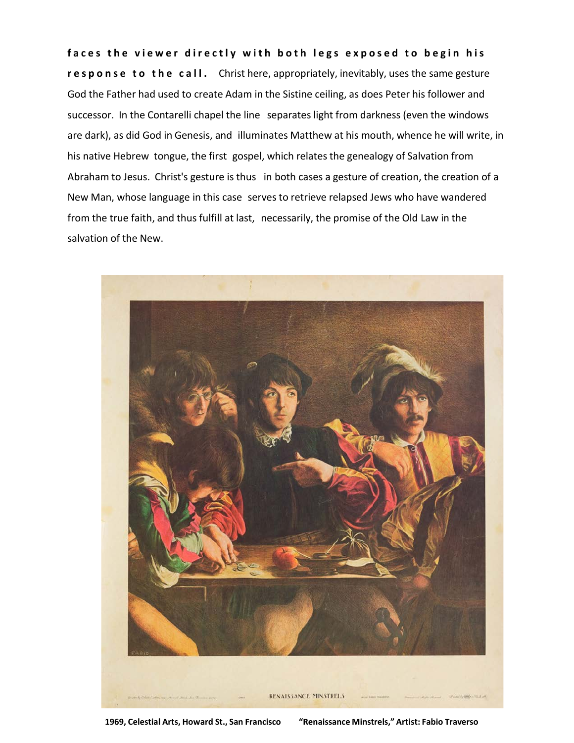**faces the viewer directly with both legs exposed to begin his response to the call.** Christ here, appropriately, inevitably, uses the same gesture God the Father had used to create Adam in the Sistine ceiling, as does Peter his follower and successor. In the Contarelli chapel the line separates light from darkness (even the windows are dark), as did God in Genesis, and illuminates Matthew at his mouth, whence he will write, in his native Hebrew tongue, the first gospel, which relates the genealogy of Salvation from Abraham to Jesus. Christ's gesture is thus in both cases a gesture of creation, the creation of a New Man, whose language in this case serves to retrieve relapsed Jews who have wandered from the true faith, and thus fulfill at last, necessarily, the promise of the Old Law in the salvation of the New.

**1969, Celestial Arts, Howard St., San Francisco "Renaissance Minstrels," Artist: Fabio Traverso**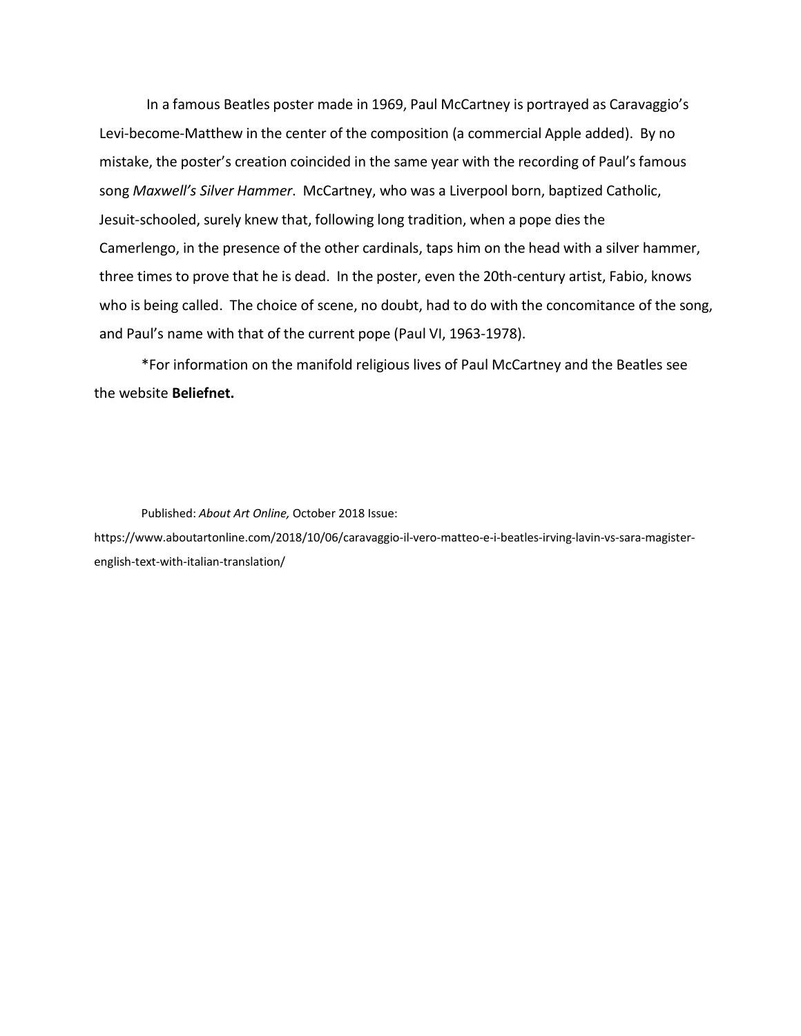In a famous Beatles poster made in 1969, Paul McCartney is portrayed as Caravaggio's Levi-become-Matthew in the center of the composition (a commercial Apple added). By no mistake, the poster's creation coincided in the same year with the recording of Paul's famous song *Maxwell's Silver Hammer*. McCartney, who was a Liverpool born, baptized Catholic, Jesuit-schooled, surely knew that, following long tradition, when a pope dies the Camerlengo, in the presence of the other cardinals, taps him on the head with a silver hammer, three times to prove that he is dead. In the poster, even the 20th-century artist, Fabio, knows who is being called. The choice of scene, no doubt, had to do with the concomitance of the song, and Paul's name with that of the current pope (Paul VI, 1963-1978).

*For information on the manifold religious lives of Paul McCartney and the Beatles see the website **Beliefnet.**

Published: *About Art Online,* October 2018 Issue: https://www.aboutartonline.com/2018/10/06/caravaggio-il-vero-matteo-e-i-beatles-irving-lavin-vs-sara-magister-english-text-with-italian-translation/